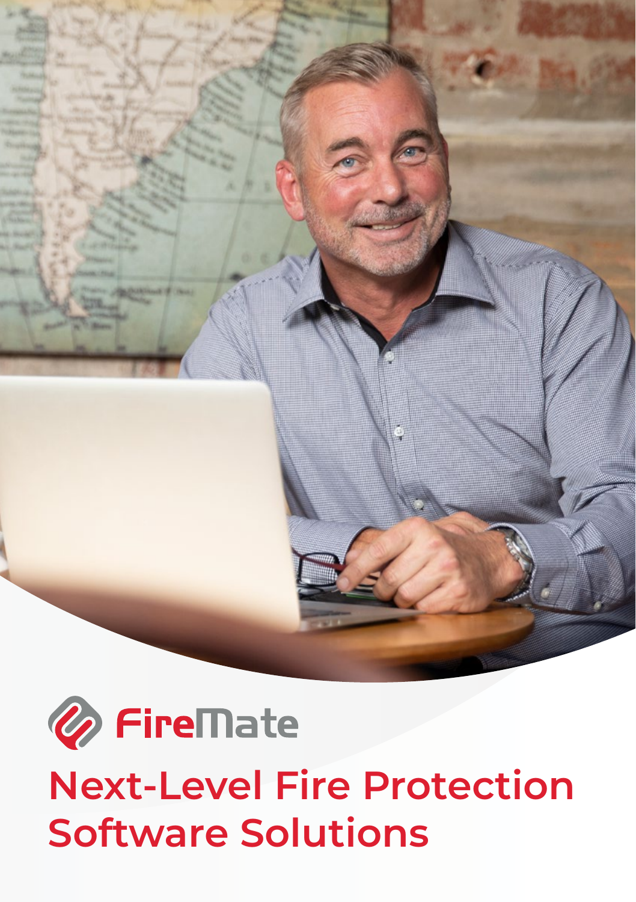FireMate

# Next-Level Fire Protection Software Solutions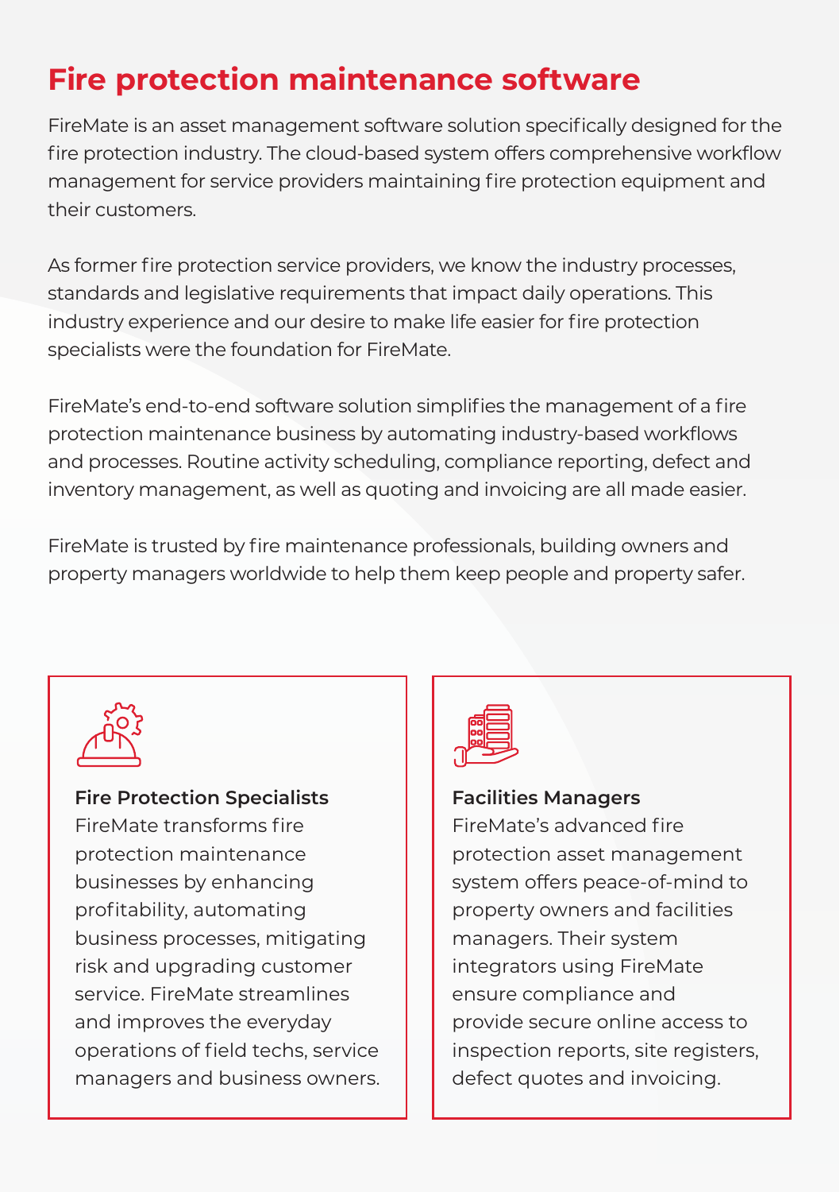# Fire protection maintenance software

FireMate is an asset management software solution specifically designed for the fire protection industry. The cloud-based system offers comprehensive workflow management for service providers maintaining fire protection equipment and their customers.

As former fire protection service providers, we know the industry processes, standards and legislative requirements that impact daily operations. This industry experience and our desire to make life easier for fire protection specialists were the foundation for FireMate.

FireMate's end-to-end software solution simplifies the management of a fire protection maintenance business by automating industry-based workflows and processes. Routine activity scheduling, compliance reporting, defect and inventory management, as well as quoting and invoicing are all made easier.

FireMate is trusted by fire maintenance professionals, building owners and property managers worldwide to help them keep people and property safer.

**Fire Protection Specialists**
FireMate transforms fire protection maintenance businesses by enhancing profitability, automating business processes, mitigating risk and upgrading customer service. FireMate streamlines and improves the everyday operations of field techs, service managers and business owners.

**Facilities Managers**
FireMate's advanced fire protection asset management system offers peace-of-mind to property owners and facilities managers. Their system integrators using FireMate ensure compliance and provide secure online access to inspection reports, site registers, defect quotes and invoicing.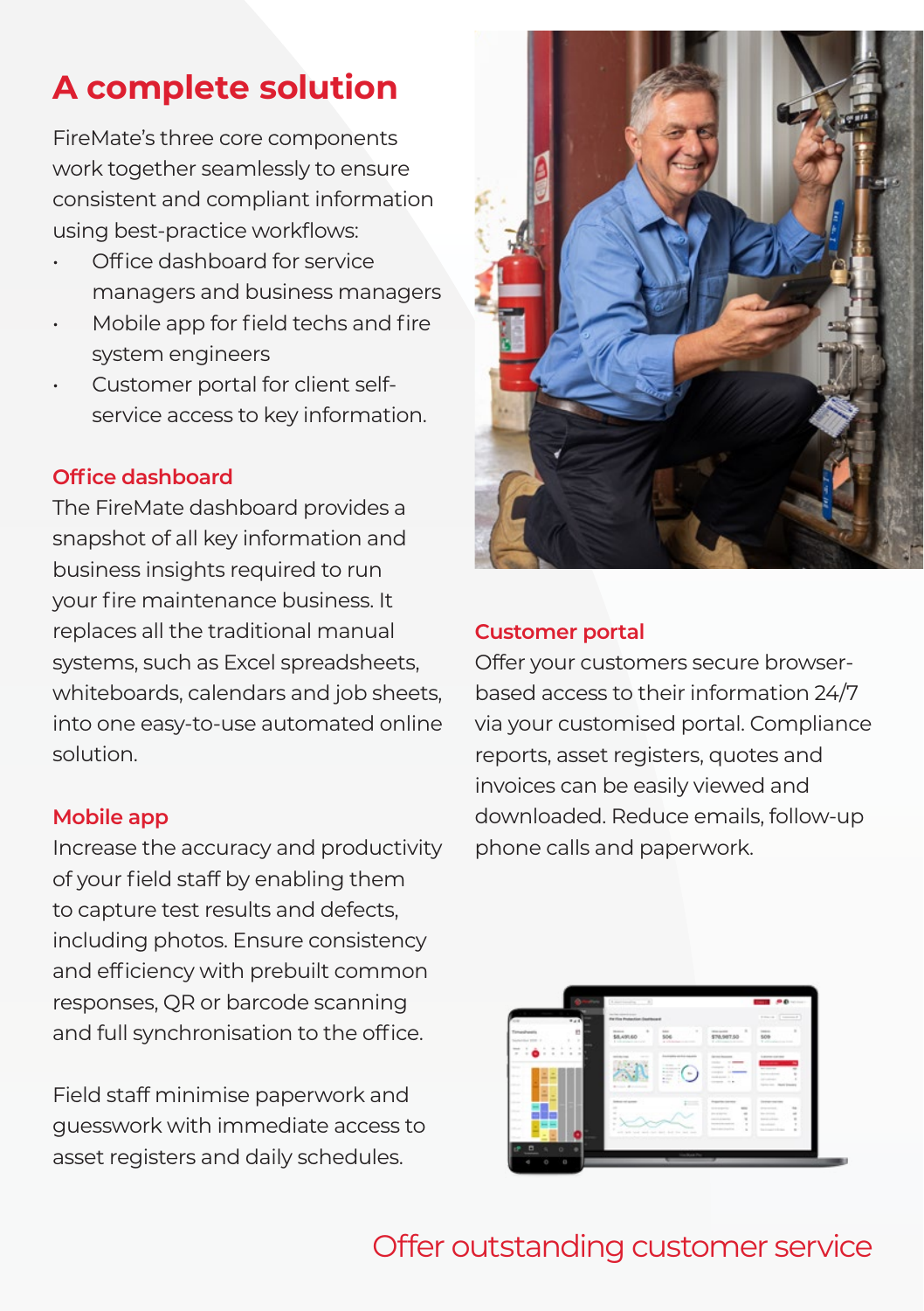# A complete solution

FireMate's three core components work together seamlessly to ensure consistent and compliant information using best-practice workflows:

- Office dashboard for service managers and business managers
- Mobile app for field techs and fire system engineers
- Customer portal for client self-service access to key information.

## Office dashboard

The FireMate dashboard provides a snapshot of all key information and business insights required to run your fire maintenance business. It replaces all the traditional manual systems, such as Excel spreadsheets, whiteboards, calendars and job sheets, into one easy-to-use automated online solution.

## Mobile app

Increase the accuracy and productivity of your field staff by enabling them to capture test results and defects, including photos. Ensure consistency and efficiency with prebuilt common responses, QR or barcode scanning and full synchronisation to the office.

Field staff minimise paperwork and guesswork with immediate access to asset registers and daily schedules.

## Customer portal

Offer your customers secure browser-based access to their information 24/7 via your customised portal. Compliance reports, asset registers, quotes and invoices can be easily viewed and downloaded. Reduce emails, follow-up phone calls and paperwork.

Offer outstanding customer service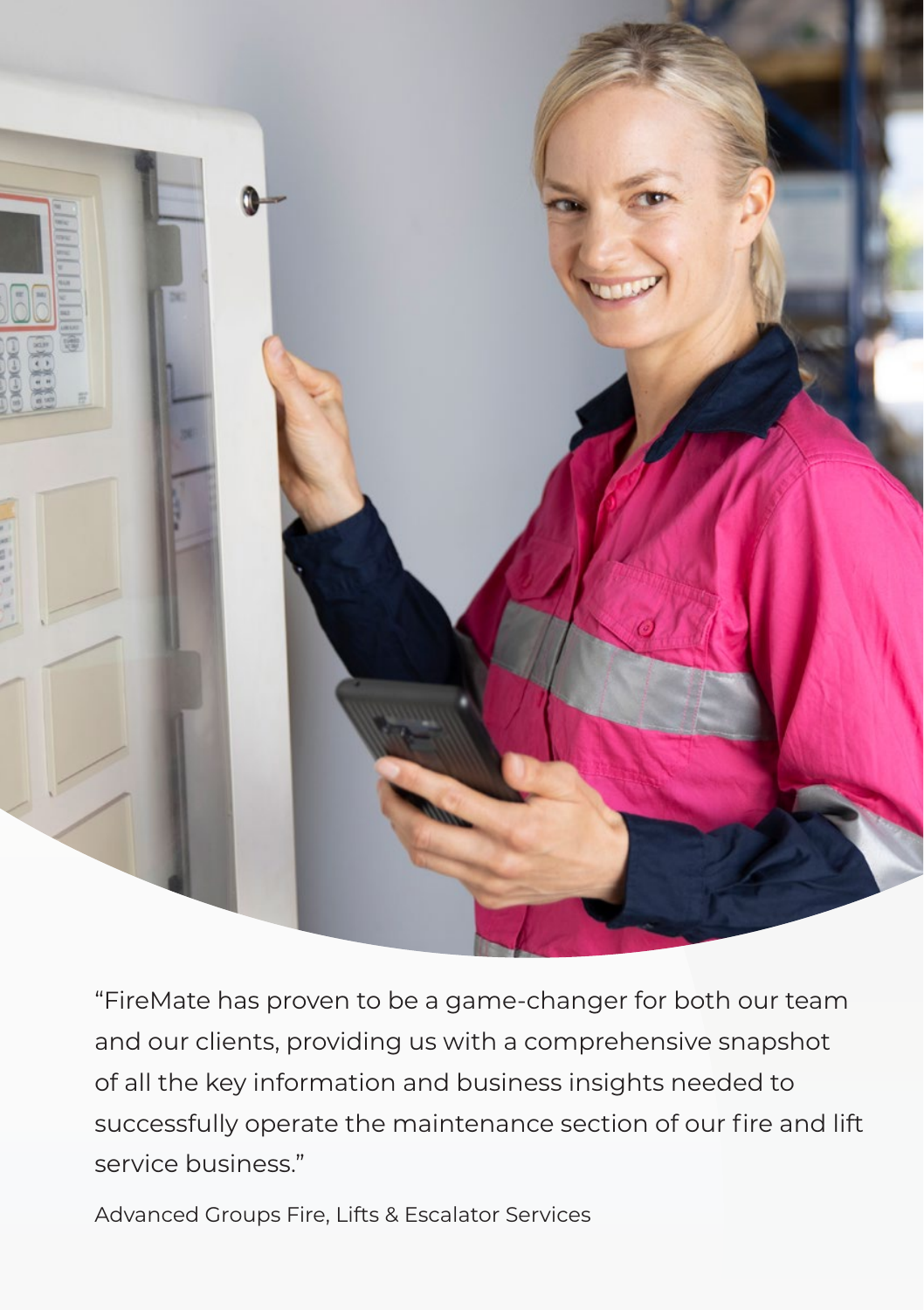"FireMate has proven to be a game-changer for both our team and our clients, providing us with a comprehensive snapshot of all the key information and business insights needed to successfully operate the maintenance section of our fire and lift service business."

Advanced Groups Fire, Lifts & Escalator Services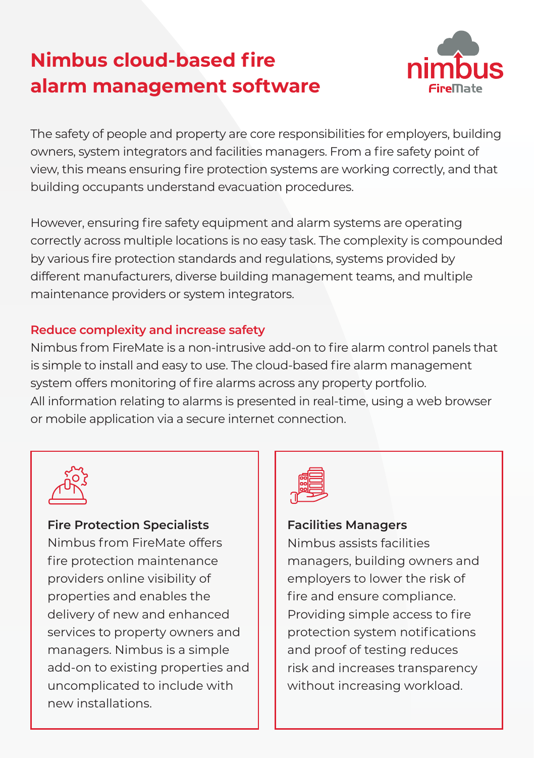# Nimbus cloud-based fire alarm management software

The safety of people and property are core responsibilities for employers, building owners, system integrators and facilities managers. From a fire safety point of view, this means ensuring fire protection systems are working correctly, and that building occupants understand evacuation procedures.

However, ensuring fire safety equipment and alarm systems are operating correctly across multiple locations is no easy task. The complexity is compounded by various fire protection standards and regulations, systems provided by different manufacturers, diverse building management teams, and multiple maintenance providers or system integrators.

## Reduce complexity and increase safety

Nimbus from FireMate is a non-intrusive add-on to fire alarm control panels that is simple to install and easy to use. The cloud-based fire alarm management system offers monitoring of fire alarms across any property portfolio.
All information relating to alarms is presented in real-time, using a web browser or mobile application via a secure internet connection.

### Fire Protection Specialists

Nimbus from FireMate offers fire protection maintenance providers online visibility of properties and enables the delivery of new and enhanced services to property owners and managers. Nimbus is a simple add-on to existing properties and uncomplicated to include with new installations.

### Facilities Managers

Nimbus assists facilities managers, building owners and employers to lower the risk of fire and ensure compliance. Providing simple access to fire protection system notifications and proof of testing reduces risk and increases transparency without increasing workload.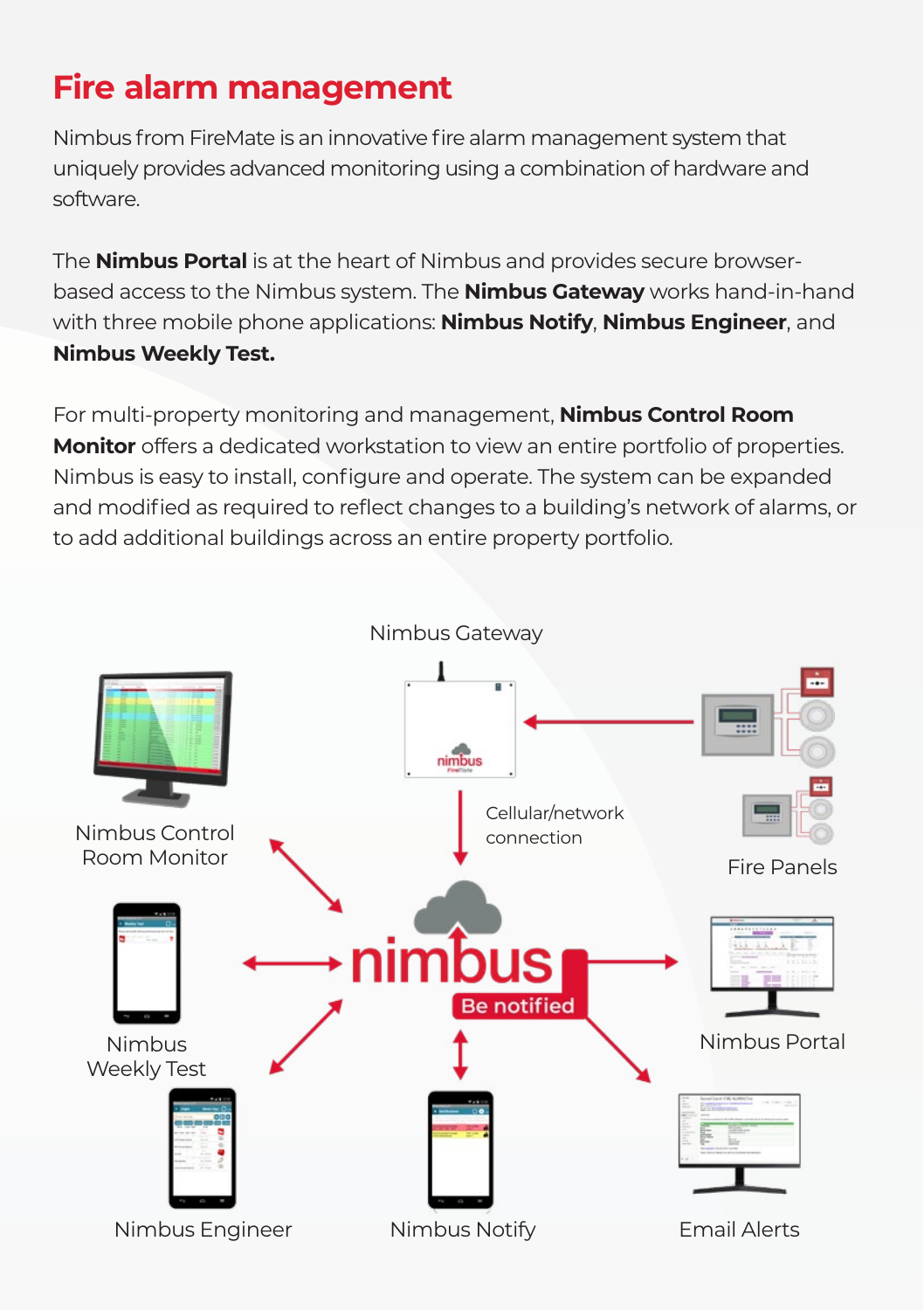# Fire alarm management

Nimbus from FireMate is an innovative fire alarm management system that uniquely provides advanced monitoring using a combination of hardware and software.

The **Nimbus Portal** is at the heart of Nimbus and provides secure browser-based access to the Nimbus system. The **Nimbus Gateway** works hand-in-hand with three mobile phone applications: **Nimbus Notify**, **Nimbus Engineer**, and **Nimbus Weekly Test.**

For multi-property monitoring and management, **Nimbus Control Room Monitor** offers a dedicated workstation to view an entire portfolio of properties. Nimbus is easy to install, configure and operate. The system can be expanded and modified as required to reflect changes to a building's network of alarms, or to add additional buildings across an entire property portfolio.

Nimbus Gateway

Cellular/network connection

Fire Panels

Nimbus Control Room Monitor

Nimbus Weekly Test

nimbus Be notified

Nimbus Portal

Nimbus Engineer

Nimbus Notify

Email Alerts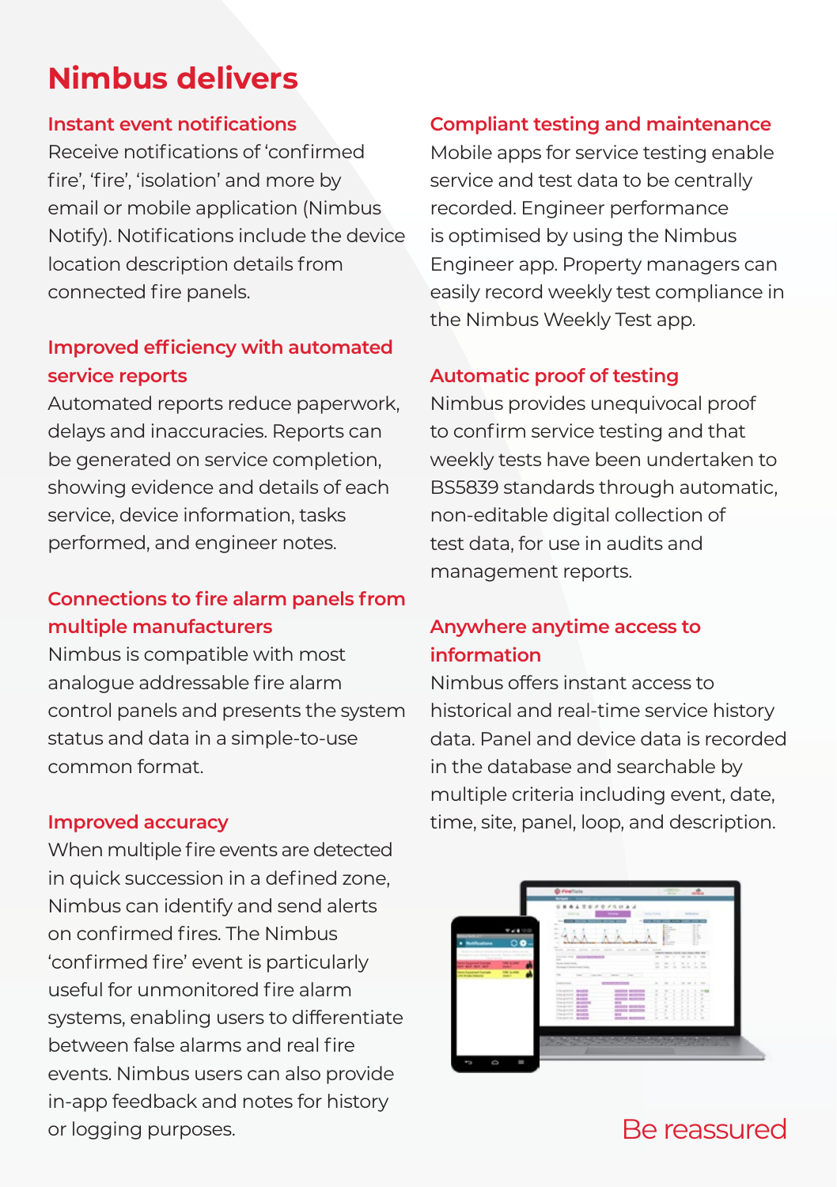# Nimbus delivers

### Instant event notifications

Receive notifications of ‘confirmed fire’, ‘fire’, ‘isolation’ and more by email or mobile application (Nimbus Notify). Notifications include the device location description details from connected fire panels.

### Improved efficiency with automated service reports

Automated reports reduce paperwork, delays and inaccuracies. Reports can be generated on service completion, showing evidence and details of each service, device information, tasks performed, and engineer notes.

### Connections to fire alarm panels from multiple manufacturers

Nimbus is compatible with most analogue addressable fire alarm control panels and presents the system status and data in a simple-to-use common format.

### Improved accuracy

When multiple fire events are detected in quick succession in a defined zone, Nimbus can identify and send alerts on confirmed fires. The Nimbus ‘confirmed fire’ event is particularly useful for unmonitored fire alarm systems, enabling users to differentiate between false alarms and real fire events. Nimbus users can also provide in-app feedback and notes for history or logging purposes.

### Compliant testing and maintenance

Mobile apps for service testing enable service and test data to be centrally recorded. Engineer performance is optimised by using the Nimbus Engineer app. Property managers can easily record weekly test compliance in the Nimbus Weekly Test app.

### Automatic proof of testing

Nimbus provides unequivocal proof to confirm service testing and that weekly tests have been undertaken to BS5839 standards through automatic, non-editable digital collection of test data, for use in audits and management reports.

### Anywhere anytime access to information

Nimbus offers instant access to historical and real-time service history data. Panel and device data is recorded in the database and searchable by multiple criteria including event, date, time, site, panel, loop, and description.

Be reassured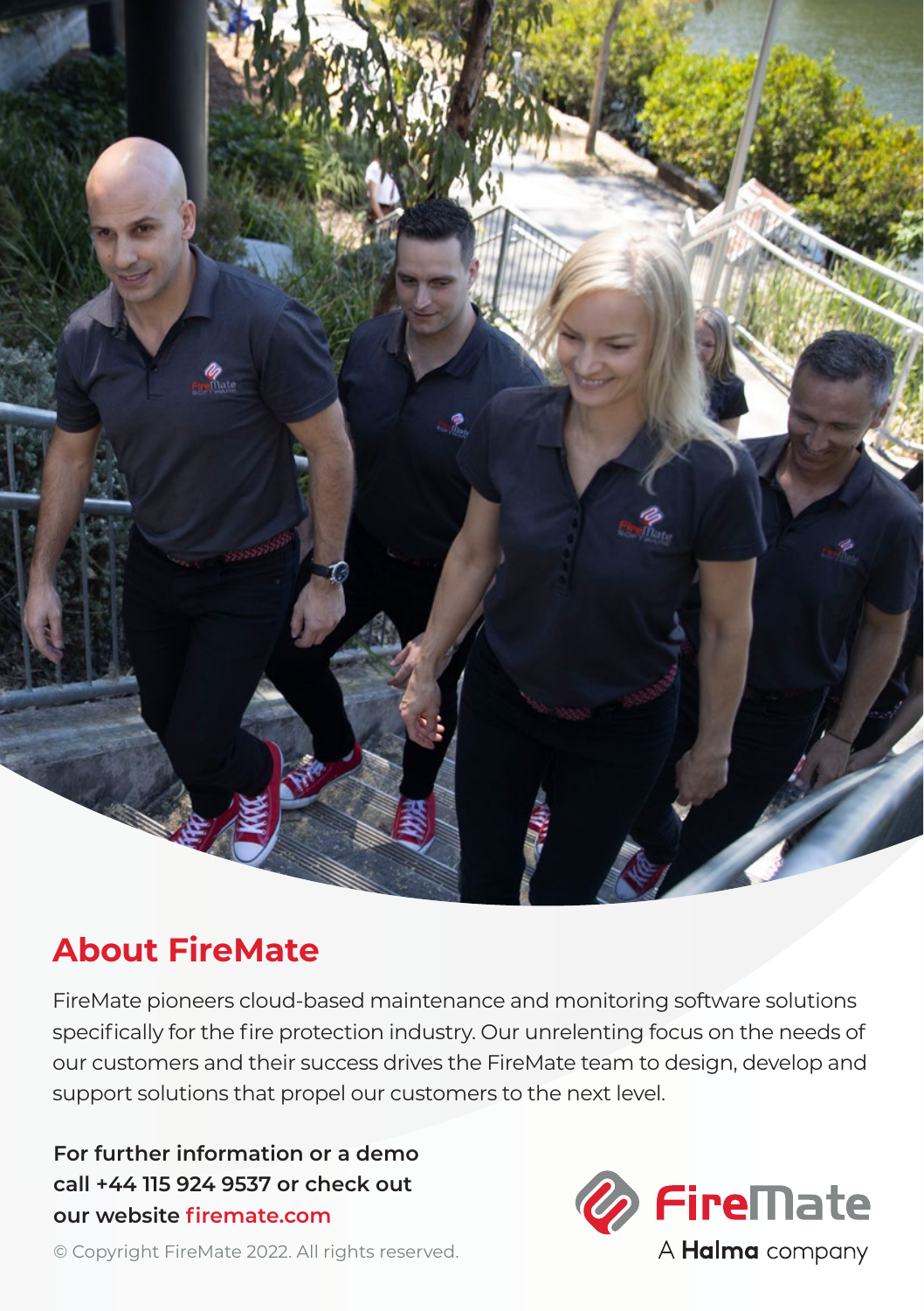## About FireMate

FireMate pioneers cloud-based maintenance and monitoring software solutions specifically for the fire protection industry. Our unrelenting focus on the needs of our customers and their success drives the FireMate team to design, develop and support solutions that propel our customers to the next level.

**For further information or a demo call +44 115 924 9537 or check out our website firemate.com**

© Copyright FireMate 2022. All rights reserved.

FireMate

A **Halma** company